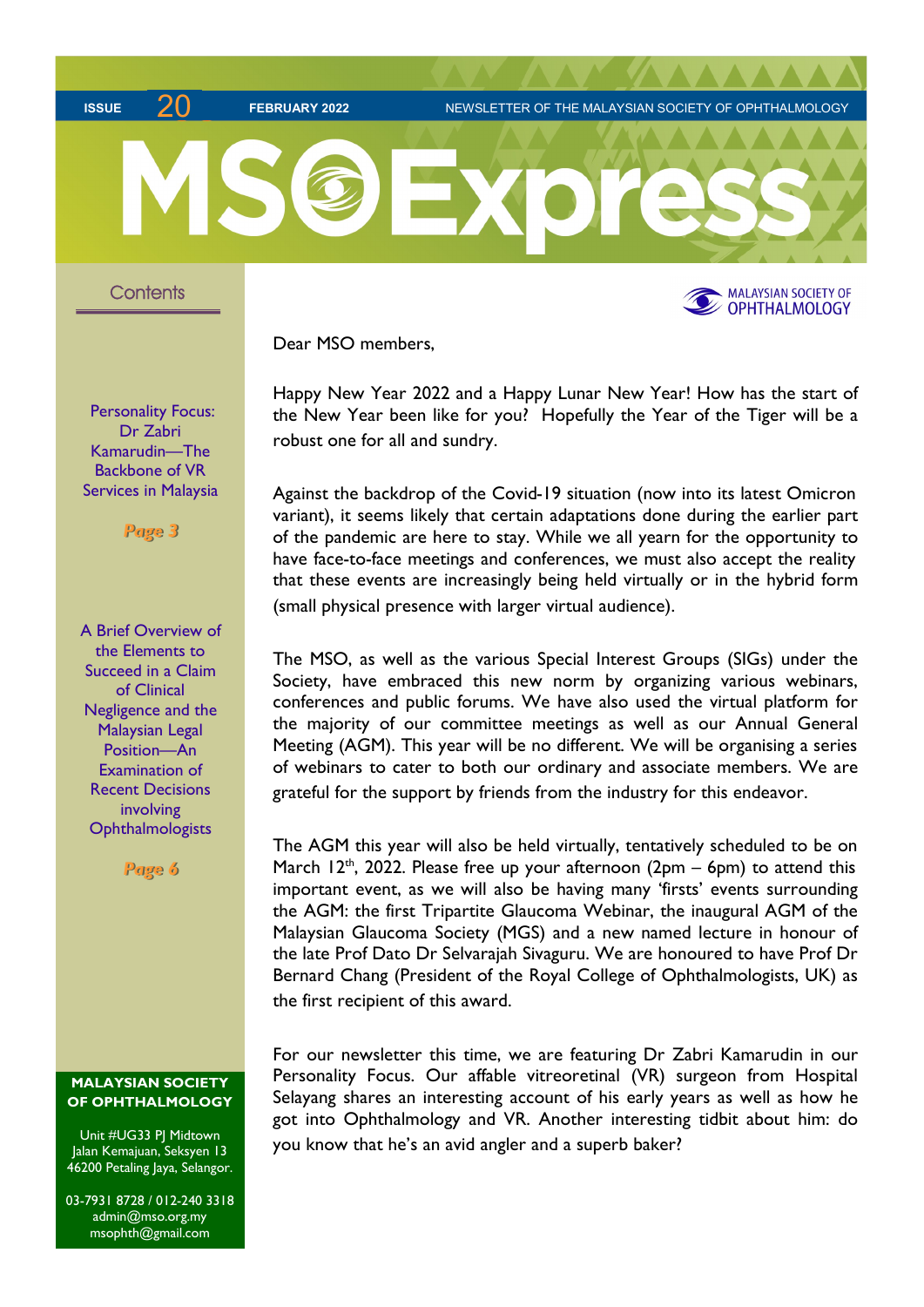ISSUE 20 FEBRUARY 2022 NEWSLETTER OF THE MALAYSIAN SOCIETY OF OPHTHALMOLOGY

# MSO Express

MALAYSIAN SOCIETY OF OPHTHALMOLOGY

## Contents

Personality Focus: Dr Zabri Kamarudin—The Backbone of VR Services in Malaysia

*Page 3*

A Brief Overview of the Elements to Succeed in a Claim of Clinical Negligence and the Malaysian Legal Position—An Examination of Recent Decisions involving Ophthalmologists

*Page 6*

**MALAYSIAN SOCIETY OF OPHTHALMOLOGY**

Unit #UG33 PJ Midtown
Jalan Kemajuan, Seksyen 13
46200 Petaling Jaya, Selangor.

03-7931 8728 / 012-240 3318
admin@mso.org.my
msophth@gmail.com

---

Dear MSO members,

Happy New Year 2022 and a Happy Lunar New Year! How has the start of the New Year been like for you? Hopefully the Year of the Tiger will be a robust one for all and sundry.

Against the backdrop of the Covid-19 situation (now into its latest Omicron variant), it seems likely that certain adaptations done during the earlier part of the pandemic are here to stay. While we all yearn for the opportunity to have face-to-face meetings and conferences, we must also accept the reality that these events are increasingly being held virtually or in the hybrid form (small physical presence with larger virtual audience).

The MSO, as well as the various Special Interest Groups (SIGs) under the Society, have embraced this new norm by organizing various webinars, conferences and public forums. We have also used the virtual platform for the majority of our committee meetings as well as our Annual General Meeting (AGM). This year will be no different. We will be organising a series of webinars to cater to both our ordinary and associate members. We are grateful for the support by friends from the industry for this endeavor.

The AGM this year will also be held virtually, tentatively scheduled to be on March 12th, 2022. Please free up your afternoon (2pm – 6pm) to attend this important event, as we will also be having many 'firsts' events surrounding the AGM: the first Tripartite Glaucoma Webinar, the inaugural AGM of the Malaysian Glaucoma Society (MGS) and a new named lecture in honour of the late Prof Dato Dr Selvarajah Sivaguru. We are honoured to have Prof Dr Bernard Chang (President of the Royal College of Ophthalmologists, UK) as the first recipient of this award.

For our newsletter this time, we are featuring Dr Zabri Kamarudin in our Personality Focus. Our affable vitreoretinal (VR) surgeon from Hospital Selayang shares an interesting account of his early years as well as how he got into Ophthalmology and VR. Another interesting tidbit about him: do you know that he's an avid angler and a superb baker?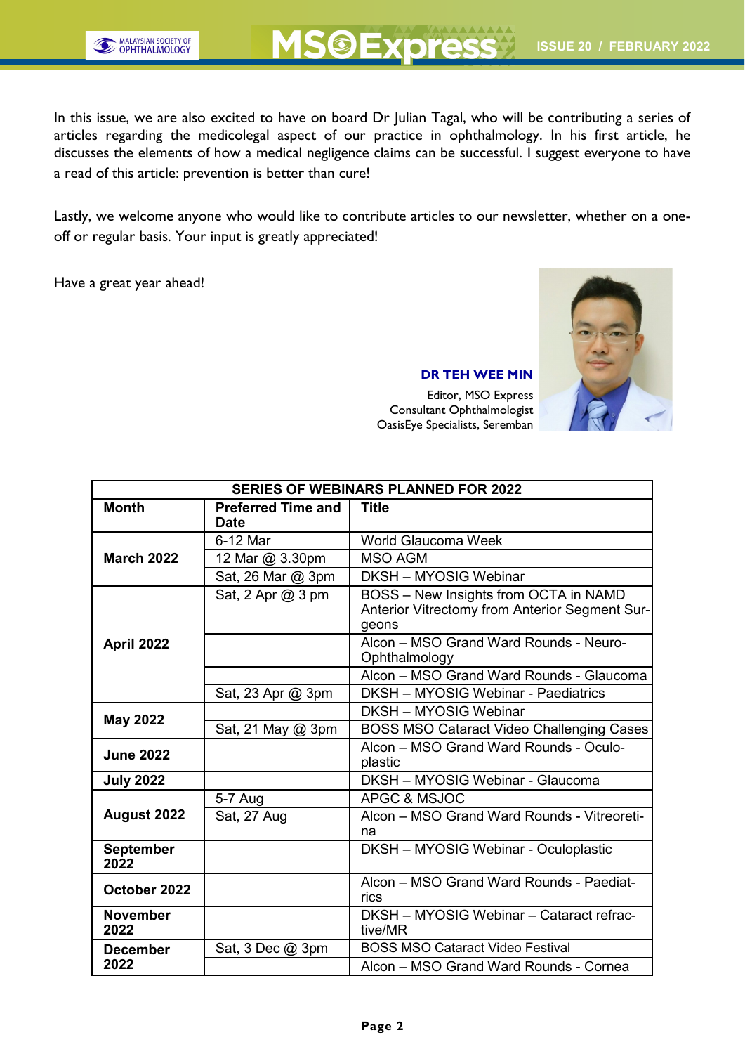In this issue, we are also excited to have on board Dr Julian Tagal, who will be contributing a series of articles regarding the medicolegal aspect of our practice in ophthalmology. In his first article, he discusses the elements of how a medical negligence claims can be successful. I suggest everyone to have a read of this article: prevention is better than cure!

Lastly, we welcome anyone who would like to contribute articles to our newsletter, whether on a one-off or regular basis. Your input is greatly appreciated!

Have a great year ahead!

**DR TEH WEE MIN**

Editor, MSO Express
Consultant Ophthalmologist
OasisEye Specialists, Seremban

| SERIES OF WEBINARS PLANNED FOR 2022 | | |
|---|---|---|
| **Month** | **Preferred Time and Date** | **Title** |
| **March 2022** | 6-12 Mar | World Glaucoma Week |
| | 12 Mar @ 3.30pm | MSO AGM |
| | Sat, 26 Mar @ 3pm | DKSH – MYOSIG Webinar |
| **April 2022** | Sat, 2 Apr @ 3 pm | BOSS – New Insights from OCTA in NAMD Anterior Vitrectomy from Anterior Segment Surgeons |
| | | Alcon – MSO Grand Ward Rounds - Neuro-Ophthalmology |
| | | Alcon – MSO Grand Ward Rounds - Glaucoma |
| | Sat, 23 Apr @ 3pm | DKSH – MYOSIG Webinar - Paediatrics |
| **May 2022** | | DKSH – MYOSIG Webinar |
| | Sat, 21 May @ 3pm | BOSS MSO Cataract Video Challenging Cases |
| **June 2022** | | Alcon – MSO Grand Ward Rounds - Oculoplastic |
| **July 2022** | | DKSH – MYOSIG Webinar - Glaucoma |
| **August 2022** | 5-7 Aug | APGC & MSJOC |
| | Sat, 27 Aug | Alcon – MSO Grand Ward Rounds - Vitreoretina |
| **September 2022** | | DKSH – MYOSIG Webinar - Oculoplastic |
| **October 2022** | | Alcon – MSO Grand Ward Rounds - Paediatrics |
| **November 2022** | | DKSH – MYOSIG Webinar – Cataract refractive/MR |
| **December 2022** | Sat, 3 Dec @ 3pm | BOSS MSO Cataract Video Festival |
| | | Alcon – MSO Grand Ward Rounds - Cornea |